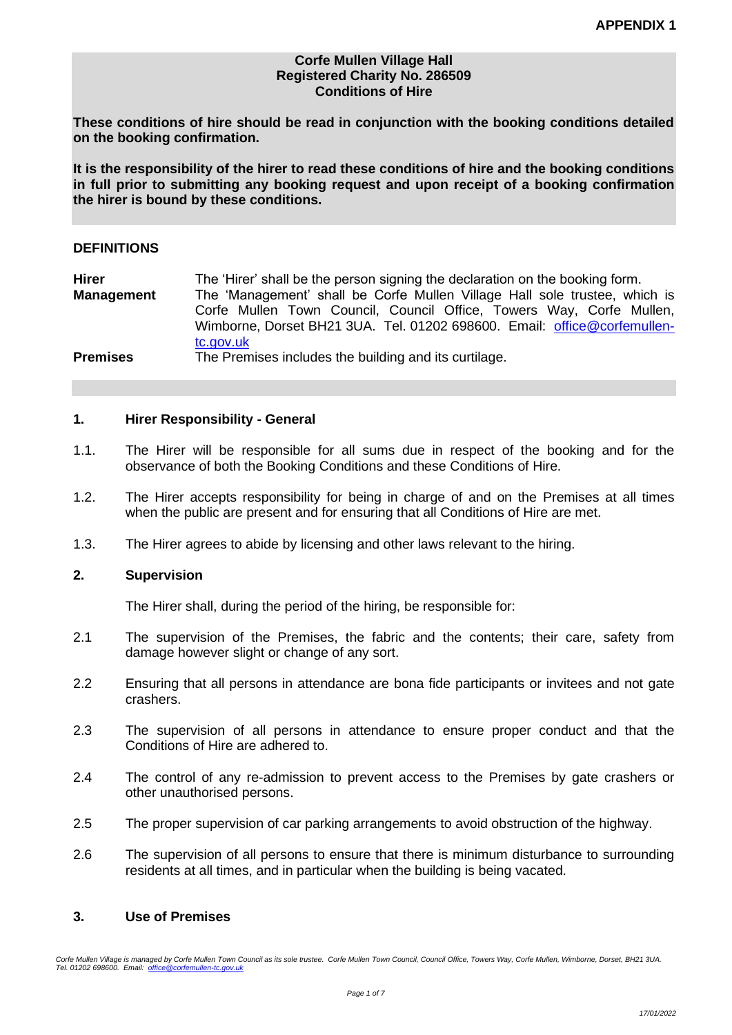**APPENDIX 1**

**Corfe Mullen Village Hall**
**Registered Charity No. 286509**
**Conditions of Hire**

**These conditions of hire should be read in conjunction with the booking conditions detailed on the booking confirmation.**

**It is the responsibility of the hirer to read these conditions of hire and the booking conditions in full prior to submitting any booking request and upon receipt of a booking confirmation the hirer is bound by these conditions.**

## DEFINITIONS

| | |
|---|---|
| **Hirer** | The 'Hirer' shall be the person signing the declaration on the booking form. |
| **Management** | The 'Management' shall be Corfe Mullen Village Hall sole trustee, which is Corfe Mullen Town Council, Council Office, Towers Way, Corfe Mullen, Wimborne, Dorset BH21 3UA. Tel. 01202 698600. Email: office@corfemullen-tc.gov.uk |
| **Premises** | The Premises includes the building and its curtilage. |

## 1. Hirer Responsibility - General

1.1. The Hirer will be responsible for all sums due in respect of the booking and for the observance of both the Booking Conditions and these Conditions of Hire.

1.2. The Hirer accepts responsibility for being in charge of and on the Premises at all times when the public are present and for ensuring that all Conditions of Hire are met.

1.3. The Hirer agrees to abide by licensing and other laws relevant to the hiring.

## 2. Supervision

The Hirer shall, during the period of the hiring, be responsible for:

2.1 The supervision of the Premises, the fabric and the contents; their care, safety from damage however slight or change of any sort.

2.2 Ensuring that all persons in attendance are bona fide participants or invitees and not gate crashers.

2.3 The supervision of all persons in attendance to ensure proper conduct and that the Conditions of Hire are adhered to.

2.4 The control of any re-admission to prevent access to the Premises by gate crashers or other unauthorised persons.

2.5 The proper supervision of car parking arrangements to avoid obstruction of the highway.

2.6 The supervision of all persons to ensure that there is minimum disturbance to surrounding residents at all times, and in particular when the building is being vacated.

## 3. Use of Premises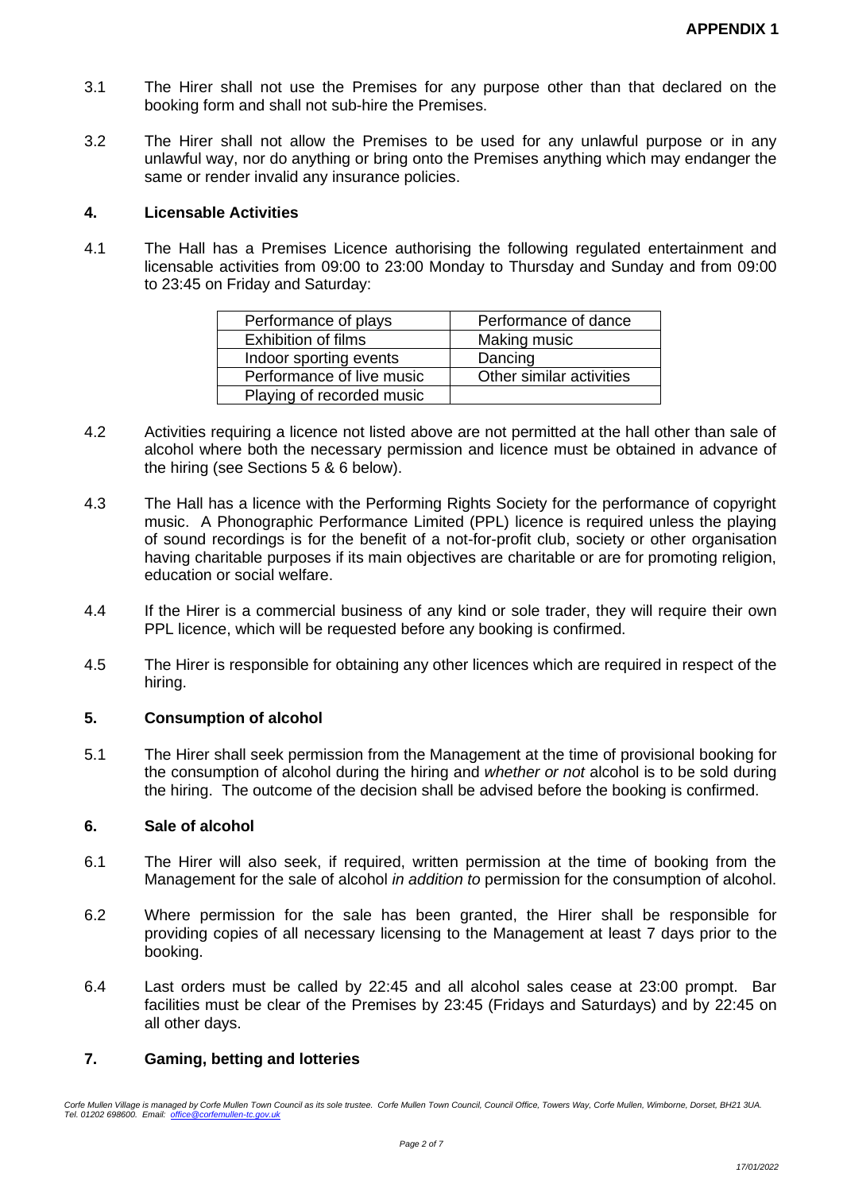3.1 The Hirer shall not use the Premises for any purpose other than that declared on the booking form and shall not sub-hire the Premises.

3.2 The Hirer shall not allow the Premises to be used for any unlawful purpose or in any unlawful way, nor do anything or bring onto the Premises anything which may endanger the same or render invalid any insurance policies.

## 4. Licensable Activities

4.1 The Hall has a Premises Licence authorising the following regulated entertainment and licensable activities from 09:00 to 23:00 Monday to Thursday and Sunday and from 09:00 to 23:45 on Friday and Saturday:

| Performance of plays | Performance of dance |
|---|---|
| Exhibition of films | Making music |
| Indoor sporting events | Dancing |
| Performance of live music | Other similar activities |
| Playing of recorded music | |

4.2 Activities requiring a licence not listed above are not permitted at the hall other than sale of alcohol where both the necessary permission and licence must be obtained in advance of the hiring (see Sections 5 & 6 below).

4.3 The Hall has a licence with the Performing Rights Society for the performance of copyright music. A Phonographic Performance Limited (PPL) licence is required unless the playing of sound recordings is for the benefit of a not-for-profit club, society or other organisation having charitable purposes if its main objectives are charitable or are for promoting religion, education or social welfare.

4.4 If the Hirer is a commercial business of any kind or sole trader, they will require their own PPL licence, which will be requested before any booking is confirmed.

4.5 The Hirer is responsible for obtaining any other licences which are required in respect of the hiring.

## 5. Consumption of alcohol

5.1 The Hirer shall seek permission from the Management at the time of provisional booking for the consumption of alcohol during the hiring and *whether or not* alcohol is to be sold during the hiring. The outcome of the decision shall be advised before the booking is confirmed.

## 6. Sale of alcohol

6.1 The Hirer will also seek, if required, written permission at the time of booking from the Management for the sale of alcohol *in addition to* permission for the consumption of alcohol.

6.2 Where permission for the sale has been granted, the Hirer shall be responsible for providing copies of all necessary licensing to the Management at least 7 days prior to the booking.

6.4 Last orders must be called by 22:45 and all alcohol sales cease at 23:00 prompt. Bar facilities must be clear of the Premises by 23:45 (Fridays and Saturdays) and by 22:45 on all other days.

## 7. Gaming, betting and lotteries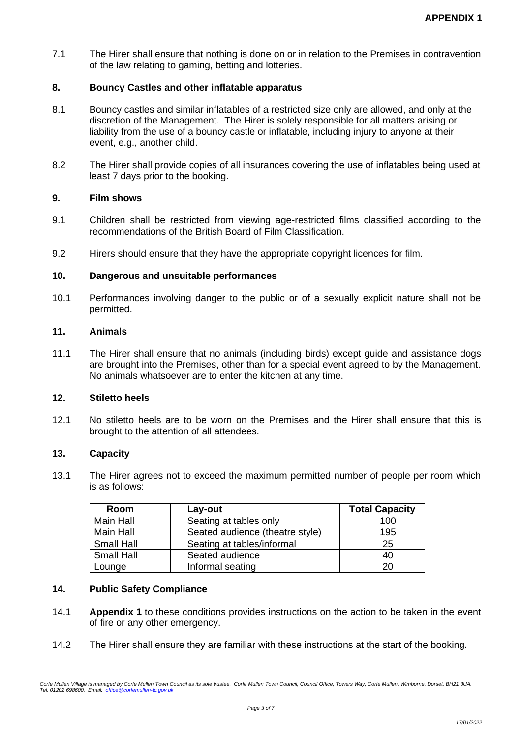7.1 The Hirer shall ensure that nothing is done on or in relation to the Premises in contravention of the law relating to gaming, betting and lotteries.

## 8. Bouncy Castles and other inflatable apparatus

8.1 Bouncy castles and similar inflatables of a restricted size only are allowed, and only at the discretion of the Management. The Hirer is solely responsible for all matters arising or liability from the use of a bouncy castle or inflatable, including injury to anyone at their event, e.g., another child.

8.2 The Hirer shall provide copies of all insurances covering the use of inflatables being used at least 7 days prior to the booking.

## 9. Film shows

9.1 Children shall be restricted from viewing age-restricted films classified according to the recommendations of the British Board of Film Classification.

9.2 Hirers should ensure that they have the appropriate copyright licences for film.

## 10. Dangerous and unsuitable performances

10.1 Performances involving danger to the public or of a sexually explicit nature shall not be permitted.

## 11. Animals

11.1 The Hirer shall ensure that no animals (including birds) except guide and assistance dogs are brought into the Premises, other than for a special event agreed to by the Management. No animals whatsoever are to enter the kitchen at any time.

## 12. Stiletto heels

12.1 No stiletto heels are to be worn on the Premises and the Hirer shall ensure that this is brought to the attention of all attendees.

## 13. Capacity

13.1 The Hirer agrees not to exceed the maximum permitted number of people per room which is as follows:

| Room | Lay-out | Total Capacity |
|---|---|---|
| Main Hall | Seating at tables only | 100 |
| Main Hall | Seated audience (theatre style) | 195 |
| Small Hall | Seating at tables/informal | 25 |
| Small Hall | Seated audience | 40 |
| Lounge | Informal seating | 20 |

## 14. Public Safety Compliance

14.1 **Appendix 1** to these conditions provides instructions on the action to be taken in the event of fire or any other emergency.

14.2 The Hirer shall ensure they are familiar with these instructions at the start of the booking.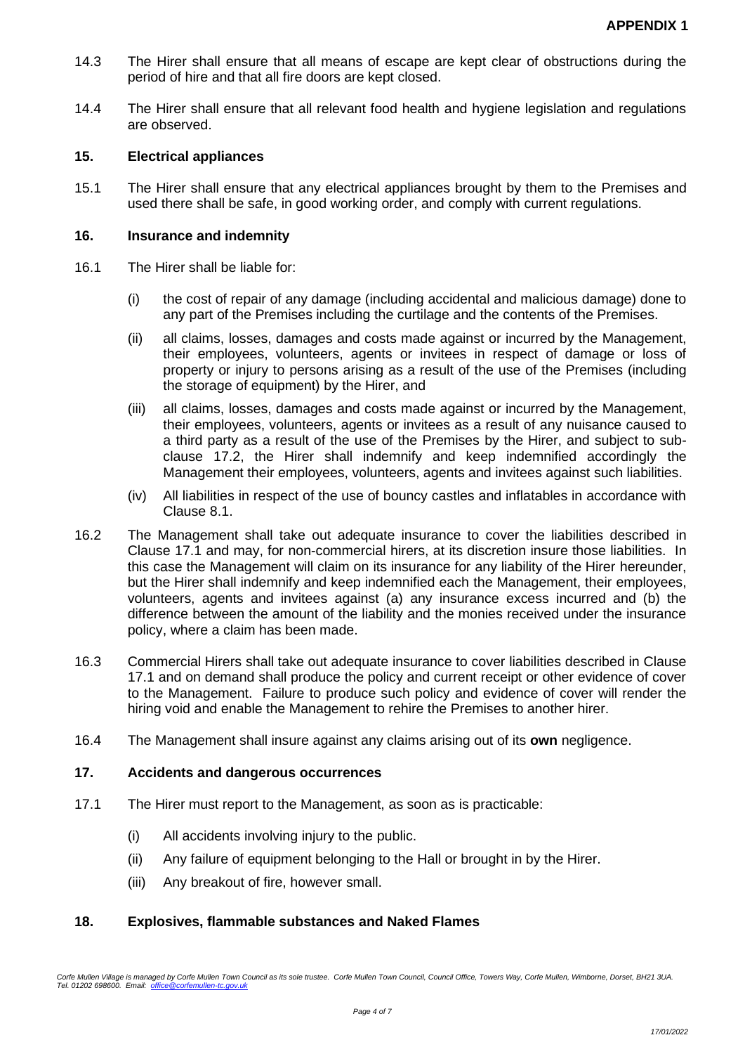14.3 The Hirer shall ensure that all means of escape are kept clear of obstructions during the period of hire and that all fire doors are kept closed.

14.4 The Hirer shall ensure that all relevant food health and hygiene legislation and regulations are observed.

### 15. Electrical appliances

15.1 The Hirer shall ensure that any electrical appliances brought by them to the Premises and used there shall be safe, in good working order, and comply with current regulations.

### 16. Insurance and indemnity

16.1 The Hirer shall be liable for:

(i) the cost of repair of any damage (including accidental and malicious damage) done to any part of the Premises including the curtilage and the contents of the Premises.

(ii) all claims, losses, damages and costs made against or incurred by the Management, their employees, volunteers, agents or invitees in respect of damage or loss of property or injury to persons arising as a result of the use of the Premises (including the storage of equipment) by the Hirer, and

(iii) all claims, losses, damages and costs made against or incurred by the Management, their employees, volunteers, agents or invitees as a result of any nuisance caused to a third party as a result of the use of the Premises by the Hirer, and subject to sub-clause 17.2, the Hirer shall indemnify and keep indemnified accordingly the Management their employees, volunteers, agents and invitees against such liabilities.

(iv) All liabilities in respect of the use of bouncy castles and inflatables in accordance with Clause 8.1.

16.2 The Management shall take out adequate insurance to cover the liabilities described in Clause 17.1 and may, for non-commercial hirers, at its discretion insure those liabilities. In this case the Management will claim on its insurance for any liability of the Hirer hereunder, but the Hirer shall indemnify and keep indemnified each the Management, their employees, volunteers, agents and invitees against (a) any insurance excess incurred and (b) the difference between the amount of the liability and the monies received under the insurance policy, where a claim has been made.

16.3 Commercial Hirers shall take out adequate insurance to cover liabilities described in Clause 17.1 and on demand shall produce the policy and current receipt or other evidence of cover to the Management. Failure to produce such policy and evidence of cover will render the hiring void and enable the Management to rehire the Premises to another hirer.

16.4 The Management shall insure against any claims arising out of its **own** negligence.

### 17. Accidents and dangerous occurrences

17.1 The Hirer must report to the Management, as soon as is practicable:

(i) All accidents involving injury to the public.

(ii) Any failure of equipment belonging to the Hall or brought in by the Hirer.

(iii) Any breakout of fire, however small.

### 18. Explosives, flammable substances and Naked Flames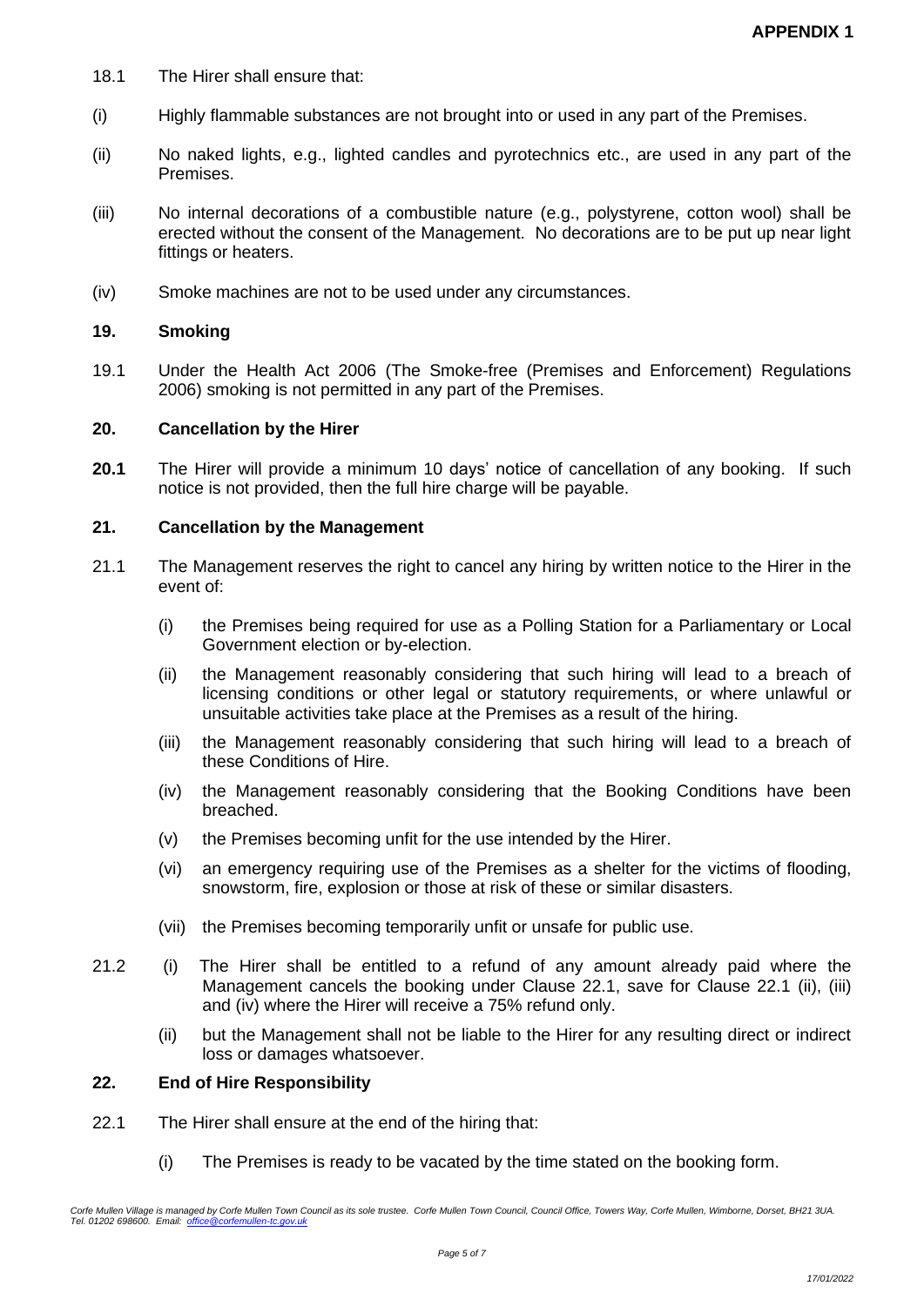18.1 The Hirer shall ensure that:

(i) Highly flammable substances are not brought into or used in any part of the Premises.

(ii) No naked lights, e.g., lighted candles and pyrotechnics etc., are used in any part of the Premises.

(iii) No internal decorations of a combustible nature (e.g., polystyrene, cotton wool) shall be erected without the consent of the Management. No decorations are to be put up near light fittings or heaters.

(iv) Smoke machines are not to be used under any circumstances.

## 19. Smoking

19.1 Under the Health Act 2006 (The Smoke-free (Premises and Enforcement) Regulations 2006) smoking is not permitted in any part of the Premises.

## 20. Cancellation by the Hirer

**20.1** The Hirer will provide a minimum 10 days' notice of cancellation of any booking. If such notice is not provided, then the full hire charge will be payable.

## 21. Cancellation by the Management

21.1 The Management reserves the right to cancel any hiring by written notice to the Hirer in the event of:

(i) the Premises being required for use as a Polling Station for a Parliamentary or Local Government election or by-election.

(ii) the Management reasonably considering that such hiring will lead to a breach of licensing conditions or other legal or statutory requirements, or where unlawful or unsuitable activities take place at the Premises as a result of the hiring.

(iii) the Management reasonably considering that such hiring will lead to a breach of these Conditions of Hire.

(iv) the Management reasonably considering that the Booking Conditions have been breached.

(v) the Premises becoming unfit for the use intended by the Hirer.

(vi) an emergency requiring use of the Premises as a shelter for the victims of flooding, snowstorm, fire, explosion or those at risk of these or similar disasters.

(vii) the Premises becoming temporarily unfit or unsafe for public use.

21.2 (i) The Hirer shall be entitled to a refund of any amount already paid where the Management cancels the booking under Clause 22.1, save for Clause 22.1 (ii), (iii) and (iv) where the Hirer will receive a 75% refund only.

(ii) but the Management shall not be liable to the Hirer for any resulting direct or indirect loss or damages whatsoever.

## 22. End of Hire Responsibility

22.1 The Hirer shall ensure at the end of the hiring that:

(i) The Premises is ready to be vacated by the time stated on the booking form.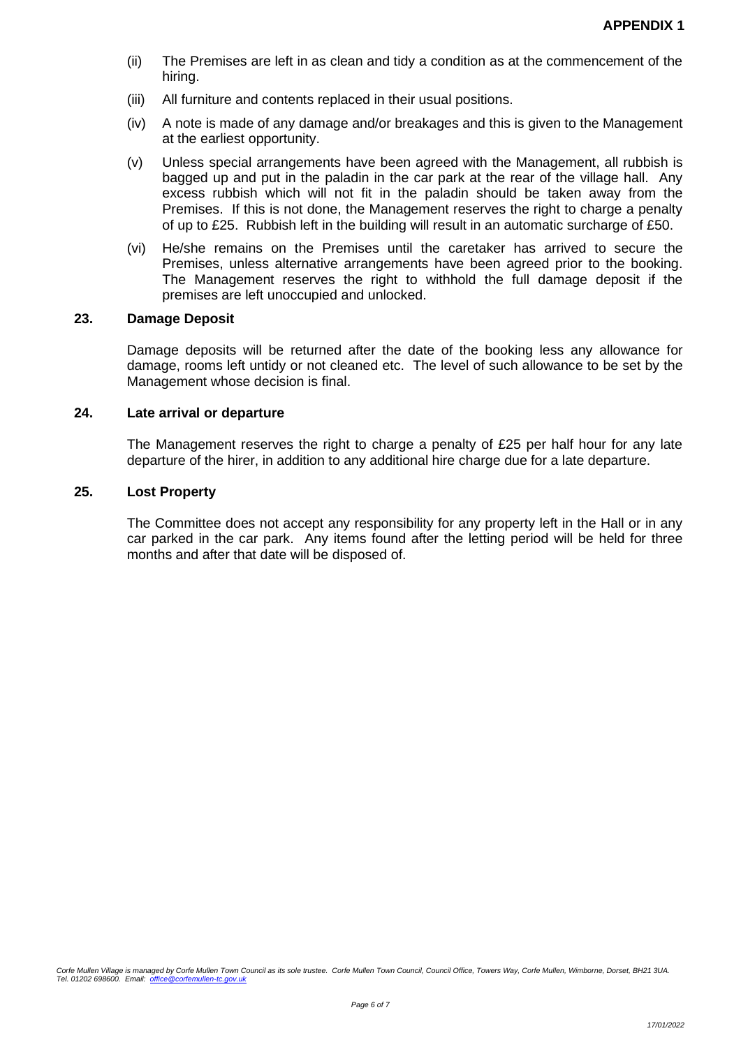(ii) The Premises are left in as clean and tidy a condition as at the commencement of the hiring.

(iii) All furniture and contents replaced in their usual positions.

(iv) A note is made of any damage and/or breakages and this is given to the Management at the earliest opportunity.

(v) Unless special arrangements have been agreed with the Management, all rubbish is bagged up and put in the paladin in the car park at the rear of the village hall. Any excess rubbish which will not fit in the paladin should be taken away from the Premises. If this is not done, the Management reserves the right to charge a penalty of up to £25. Rubbish left in the building will result in an automatic surcharge of £50.

(vi) He/she remains on the Premises until the caretaker has arrived to secure the Premises, unless alternative arrangements have been agreed prior to the booking. The Management reserves the right to withhold the full damage deposit if the premises are left unoccupied and unlocked.

## 23. Damage Deposit

Damage deposits will be returned after the date of the booking less any allowance for damage, rooms left untidy or not cleaned etc. The level of such allowance to be set by the Management whose decision is final.

## 24. Late arrival or departure

The Management reserves the right to charge a penalty of £25 per half hour for any late departure of the hirer, in addition to any additional hire charge due for a late departure.

## 25. Lost Property

The Committee does not accept any responsibility for any property left in the Hall or in any car parked in the car park. Any items found after the letting period will be held for three months and after that date will be disposed of.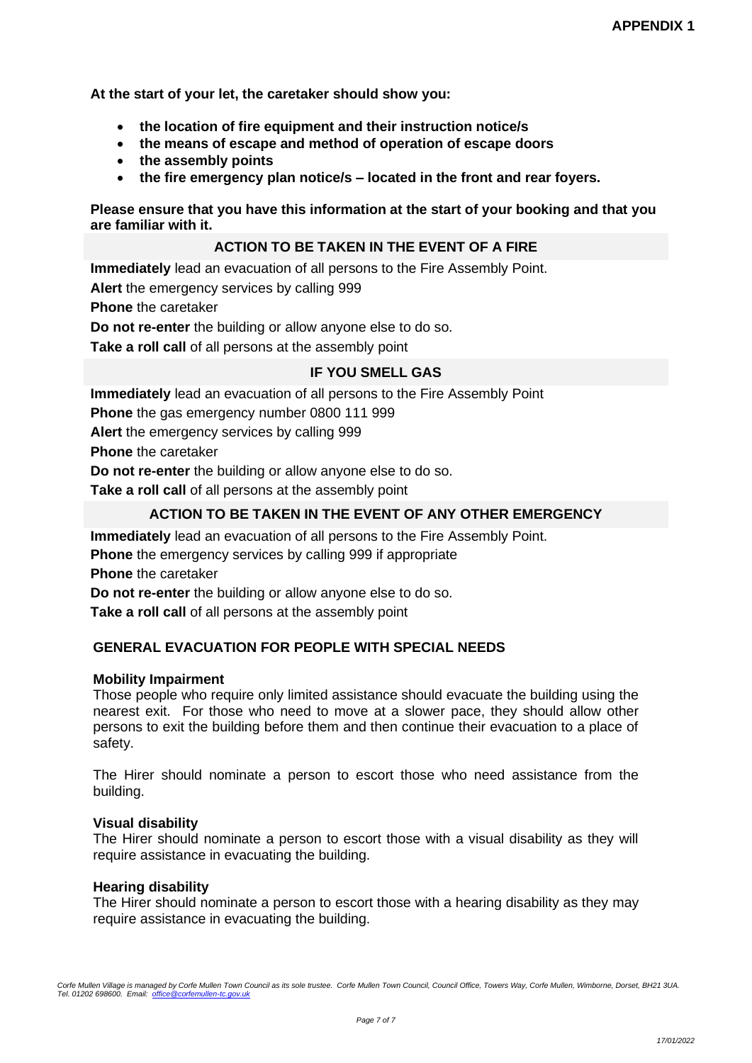**APPENDIX 1**

**At the start of your let, the caretaker should show you:**

- **the location of fire equipment and their instruction notice/s**
- **the means of escape and method of operation of escape doors**
- **the assembly points**
- **the fire emergency plan notice/s – located in the front and rear foyers.**

**Please ensure that you have this information at the start of your booking and that you are familiar with it.**

## ACTION TO BE TAKEN IN THE EVENT OF A FIRE

**Immediately** lead an evacuation of all persons to the Fire Assembly Point.

**Alert** the emergency services by calling 999

**Phone** the caretaker

**Do not re-enter** the building or allow anyone else to do so.

**Take a roll call** of all persons at the assembly point

## IF YOU SMELL GAS

**Immediately** lead an evacuation of all persons to the Fire Assembly Point

**Phone** the gas emergency number 0800 111 999

**Alert** the emergency services by calling 999

**Phone** the caretaker

**Do not re-enter** the building or allow anyone else to do so.

**Take a roll call** of all persons at the assembly point

## ACTION TO BE TAKEN IN THE EVENT OF ANY OTHER EMERGENCY

**Immediately** lead an evacuation of all persons to the Fire Assembly Point.

**Phone** the emergency services by calling 999 if appropriate

**Phone** the caretaker

**Do not re-enter** the building or allow anyone else to do so.

**Take a roll call** of all persons at the assembly point

## GENERAL EVACUATION FOR PEOPLE WITH SPECIAL NEEDS

### Mobility Impairment

Those people who require only limited assistance should evacuate the building using the nearest exit. For those who need to move at a slower pace, they should allow other persons to exit the building before them and then continue their evacuation to a place of safety.

The Hirer should nominate a person to escort those who need assistance from the building.

### Visual disability

The Hirer should nominate a person to escort those with a visual disability as they will require assistance in evacuating the building.

### Hearing disability

The Hirer should nominate a person to escort those with a hearing disability as they may require assistance in evacuating the building.

*Corfe Mullen Village is managed by Corfe Mullen Town Council as its sole trustee. Corfe Mullen Town Council, Council Office, Towers Way, Corfe Mullen, Wimborne, Dorset, BH21 3UA. Tel. 01202 698600. Email: office@corfemullen-tc.gov.uk*

17/01/2022